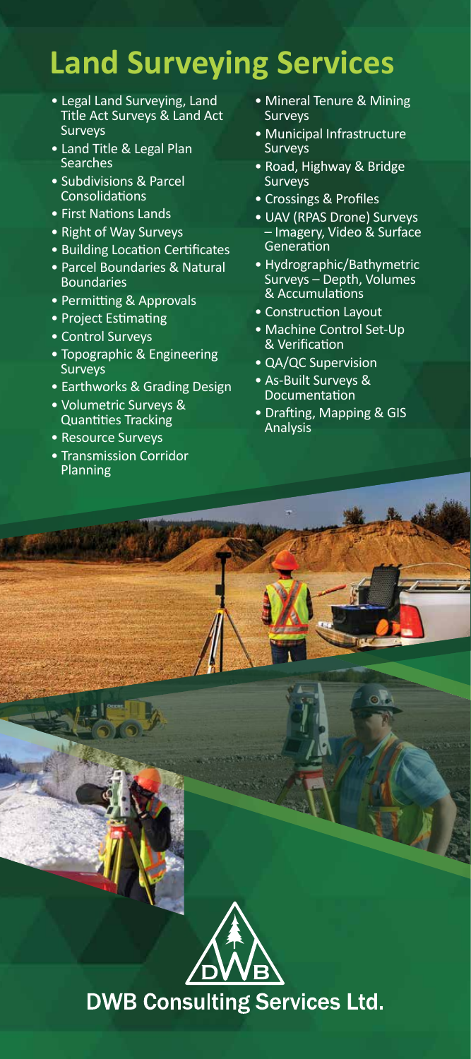# Land Surveying Services

- Legal Land Surveying, Land Title Act Surveys & Land Act Surveys
- Land Title & Legal Plan Searches
- Subdivisions & Parcel Consolidations
- First Nations Lands
- Right of Way Surveys
- Building Location Certificates
- Parcel Boundaries & Natural Boundaries
- Permitting & Approvals
- Project Estimating
- Control Surveys
- Topographic & Engineering Surveys
- Earthworks & Grading Design
- Volumetric Surveys & Quantities Tracking
- Resource Surveys
- Transmission Corridor Planning
- Mineral Tenure & Mining Surveys
- Municipal Infrastructure Surveys
- Road, Highway & Bridge Surveys
- Crossings & Profiles
- UAV (RPAS Drone) Surveys – Imagery, Video & Surface Generation
- Hydrographic/Bathymetric Surveys – Depth, Volumes & Accumulations
- Construction Layout
- Machine Control Set-Up & Verification
- QA/QC Supervision
- As-Built Surveys & Documentation
- Drafting, Mapping & GIS Analysis

DWB Consulting Services Ltd.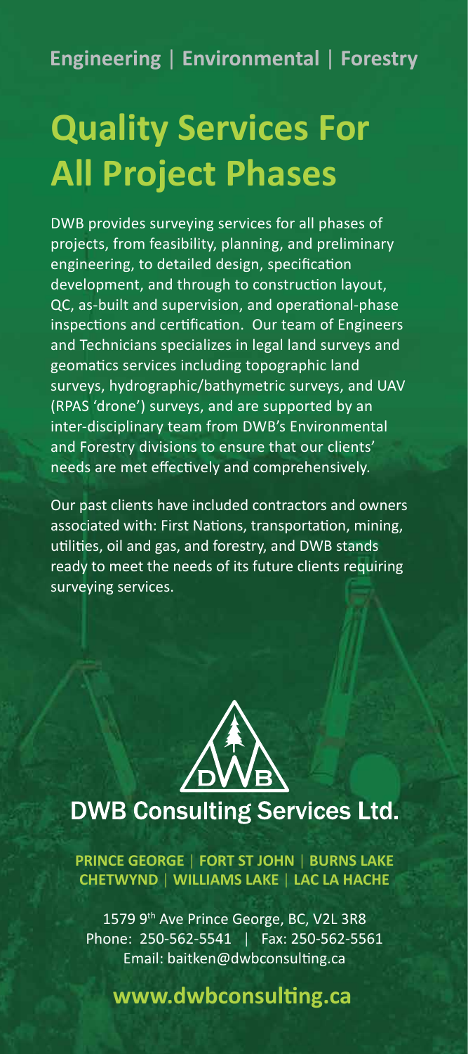**Engineering | Environmental | Forestry**

# Quality Services For All Project Phases

DWB provides surveying services for all phases of projects, from feasibility, planning, and preliminary engineering, to detailed design, specification development, and through to construction layout, QC, as-built and supervision, and operational-phase inspections and certification. Our team of Engineers and Technicians specializes in legal land surveys and geomatics services including topographic land surveys, hydrographic/bathymetric surveys, and UAV (RPAS 'drone') surveys, and are supported by an inter-disciplinary team from DWB's Environmental and Forestry divisions to ensure that our clients' needs are met effectively and comprehensively.

Our past clients have included contractors and owners associated with: First Nations, transportation, mining, utilities, oil and gas, and forestry, and DWB stands ready to meet the needs of its future clients requiring surveying services.

## DWB Consulting Services Ltd.

**PRINCE GEORGE | FORT ST JOHN | BURNS LAKE**
**CHETWYND | WILLIAMS LAKE | LAC LA HACHE**

1579 9th Ave Prince George, BC, V2L 3R8
Phone: 250-562-5541 | Fax: 250-562-5561
Email: baitken@dwbconsulting.ca

**www.dwbconsulting.ca**